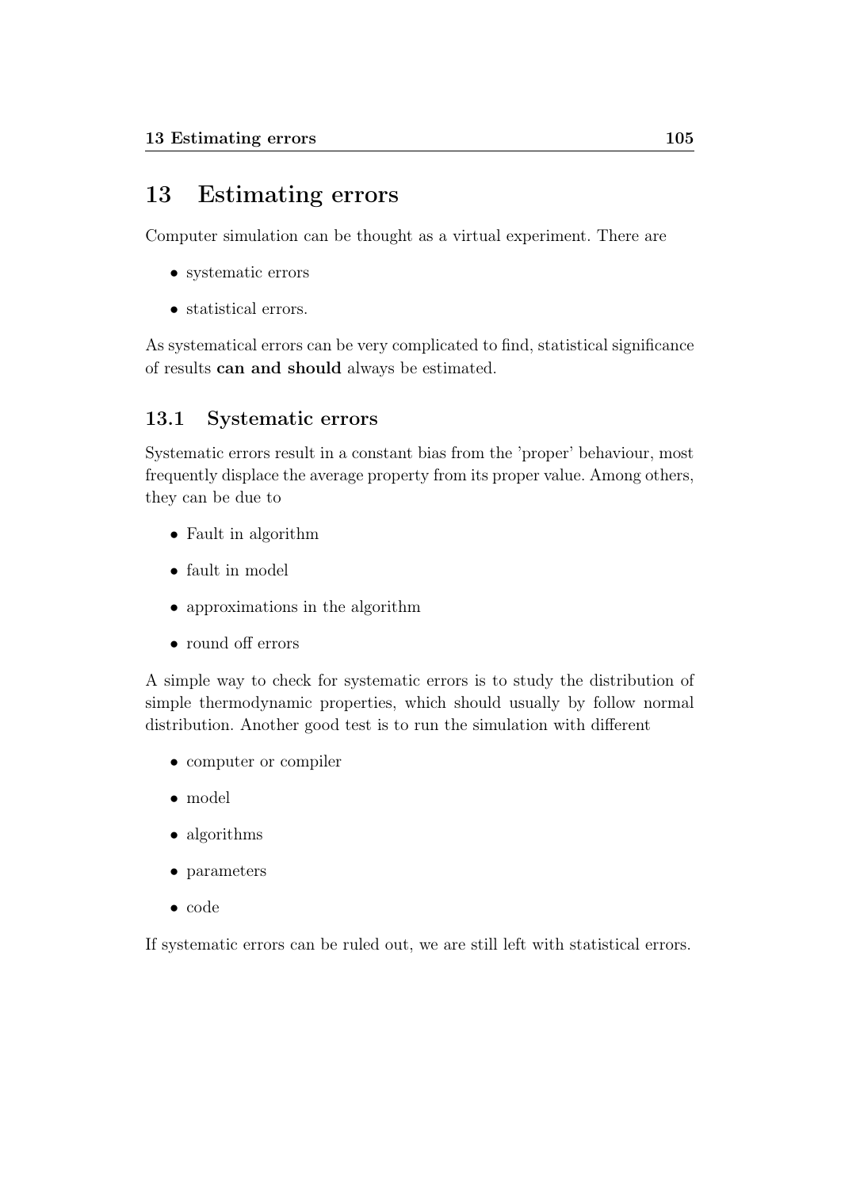# 13 Estimating errors

Computer simulation can be thought as a virtual experiment. There are

- systematic errors
- statistical errors.

As systematical errors can be very complicated to find, statistical significance of results **can and should** always be estimated.

## 13.1 Systematic errors

Systematic errors result in a constant bias from the 'proper' behaviour, most frequently displace the average property from its proper value. Among others, they can be due to

- Fault in algorithm
- fault in model
- approximations in the algorithm
- round off errors

A simple way to check for systematic errors is to study the distribution of simple thermodynamic properties, which should usually by follow normal distribution. Another good test is to run the simulation with different

- computer or compiler
- model
- algorithms
- parameters
- code

If systematic errors can be ruled out, we are still left with statistical errors.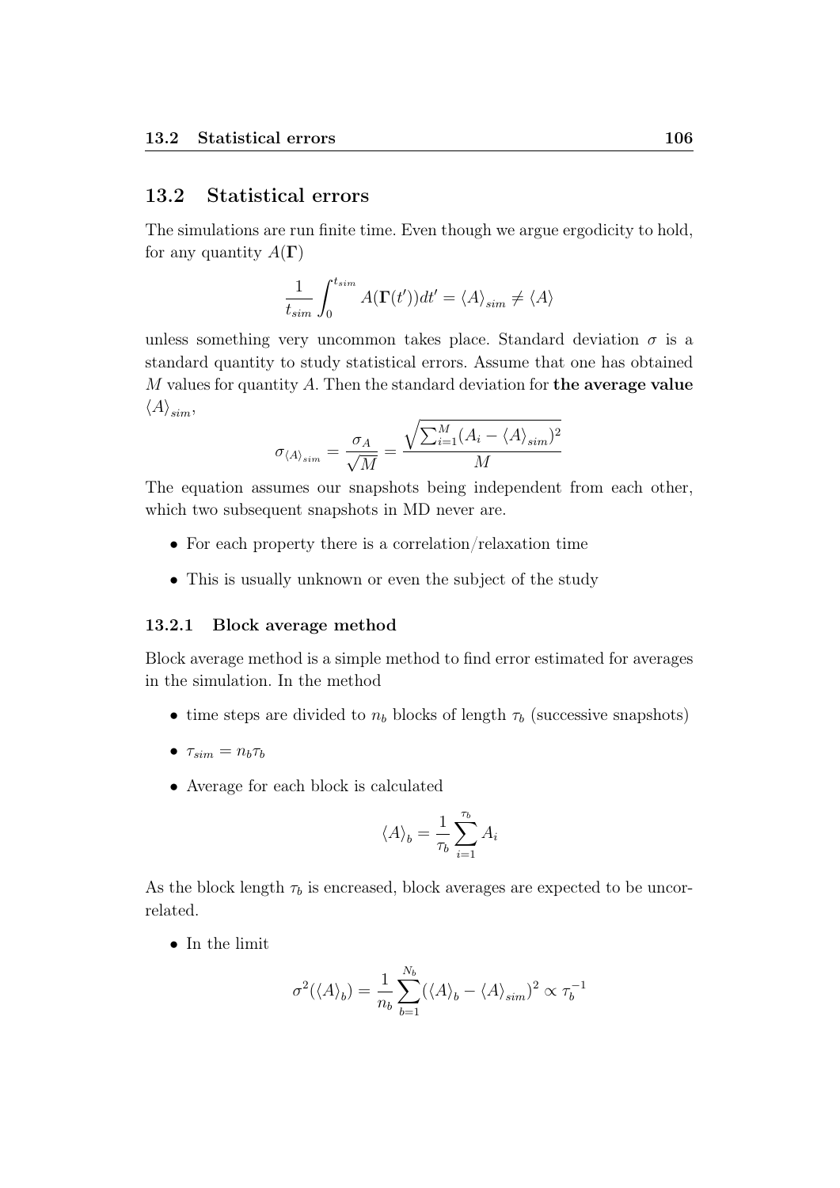## 13.2 Statistical errors

The simulations are run finite time. Even though we argue ergodicity to hold, for any quantity $A(\mathbf{\Gamma})$

$$\frac{1}{t_{sim}} \int_0^{t_{sim}} A(\mathbf{\Gamma}(t'))dt' = \langle A \rangle_{sim} \neq \langle A \rangle$$

unless something very uncommon takes place. Standard deviation $\sigma$ is a standard quantity to study statistical errors. Assume that one has obtained $M$ values for quantity $A$. Then the standard deviation for **the average value** $\langle A \rangle_{sim}$,

$$\sigma_{\langle A \rangle_{sim}} = \frac{\sigma_A}{\sqrt{M}} = \frac{\sqrt{\sum_{i=1}^{M}(A_i - \langle A \rangle_{sim})^2}}{M}$$

The equation assumes our snapshots being independent from each other, which two subsequent snapshots in MD never are.

- For each property there is a correlation/relaxation time
- This is usually unknown or even the subject of the study

### 13.2.1 Block average method

Block average method is a simple method to find error estimated for averages in the simulation. In the method

- time steps are divided to $n_b$ blocks of length $\tau_b$ (successive snapshots)
- $\tau_{sim} = n_b \tau_b$
- Average for each block is calculated

$$\langle A \rangle_b = \frac{1}{\tau_b} \sum_{i=1}^{\tau_b} A_i$$

As the block length $\tau_b$ is encreased, block averages are expected to be uncorrelated.

- In the limit

$$\sigma^2(\langle A \rangle_b) = \frac{1}{n_b} \sum_{b=1}^{N_b} (\langle A \rangle_b - \langle A \rangle_{sim})^2 \propto \tau_b^{-1}$$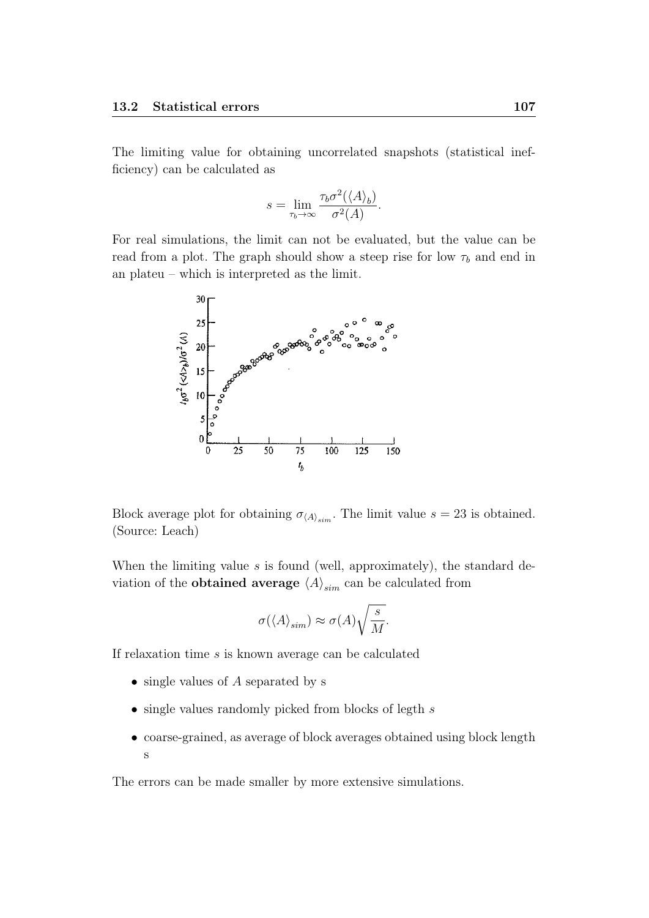The limiting value for obtaining uncorrelated snapshots (statistical inefficiency) can be calculated as

$$s = \lim_{\tau_b \to \infty} \frac{\tau_b \sigma^2(\langle A \rangle_b)}{\sigma^2(A)}.$$

For real simulations, the limit can not be evaluated, but the value can be read from a plot. The graph should show a steep rise for low $\tau_b$ and end in an plateu – which is interpreted as the limit.

Block average plot for obtaining $\sigma_{\langle A \rangle_{sim}}$. The limit value $s = 23$ is obtained. (Source: Leach)

When the limiting value $s$ is found (well, approximately), the standard deviation of the **obtained average** $\langle A \rangle_{sim}$ can be calculated from

$$\sigma(\langle A \rangle_{sim}) \approx \sigma(A) \sqrt{\frac{s}{M}}.$$

If relaxation time $s$ is known average can be calculated

- single values of $A$ separated by s
- single values randomly picked from blocks of legth $s$
- coarse-grained, as average of block averages obtained using block length s

The errors can be made smaller by more extensive simulations.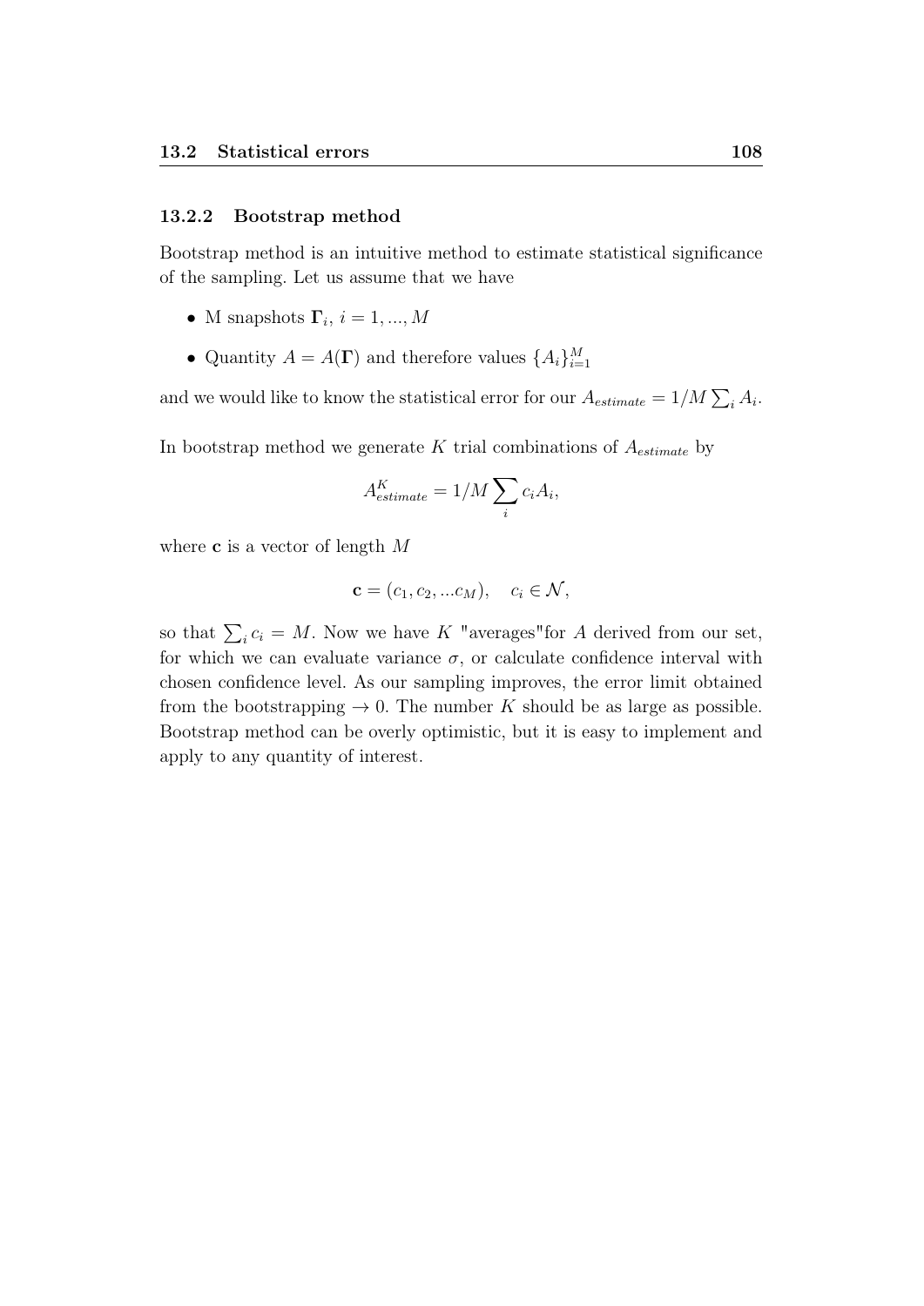### 13.2.2 Bootstrap method

Bootstrap method is an intuitive method to estimate statistical significance of the sampling. Let us assume that we have

- M snapshots $\mathbf{\Gamma}_i$, $i = 1, ..., M$
- Quantity $A = A(\mathbf{\Gamma})$ and therefore values $\{A_i\}_{i=1}^{M}$

and we would like to know the statistical error for our $A_{estimate} = 1/M \sum_i A_i$.

In bootstrap method we generate $K$ trial combinations of $A_{estimate}$ by

$$A^K_{estimate} = 1/M \sum_i c_i A_i,$$

where $\mathbf{c}$ is a vector of length $M$

$$\mathbf{c} = (c_1, c_2, ...c_M), \quad c_i \in \mathcal{N},$$

so that $\sum_i c_i = M$. Now we have $K$ "averages"for $A$ derived from our set, for which we can evaluate variance $\sigma$, or calculate confidence interval with chosen confidence level. As our sampling improves, the error limit obtained from the bootstrapping $\rightarrow 0$. The number $K$ should be as large as possible. Bootstrap method can be overly optimistic, but it is easy to implement and apply to any quantity of interest.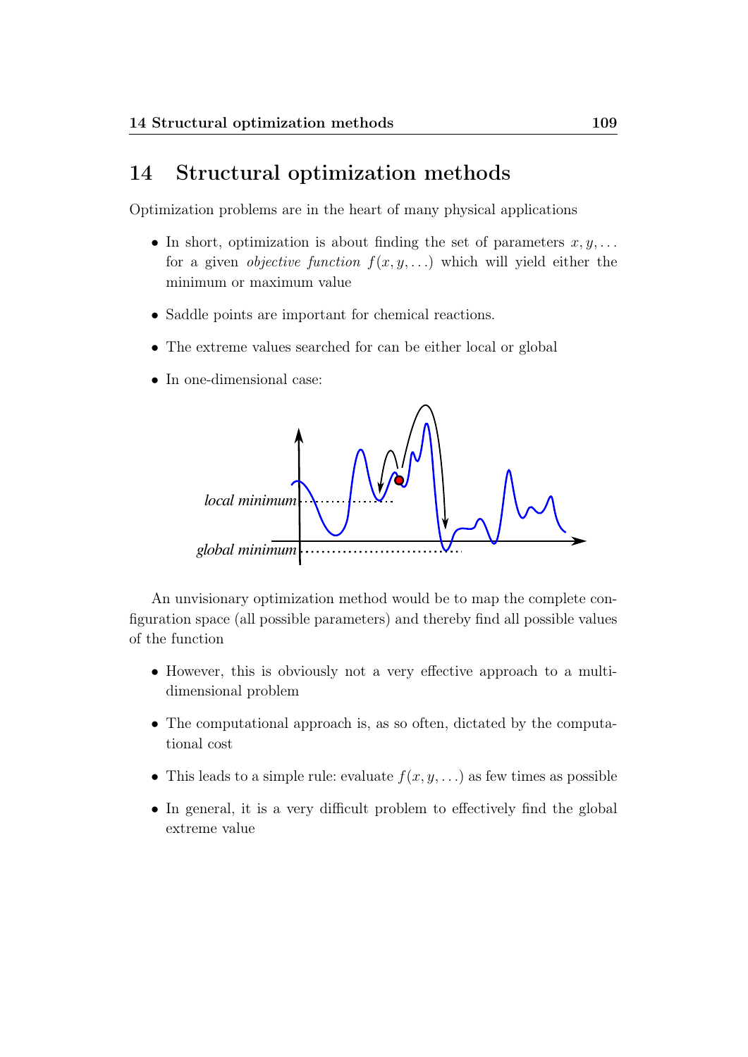# 14 Structural optimization methods

Optimization problems are in the heart of many physical applications

- In short, optimization is about finding the set of parameters $x, y, \ldots$ for a given *objective function* $f(x, y, \ldots)$ which will yield either the minimum or maximum value
- Saddle points are important for chemical reactions.
- The extreme values searched for can be either local or global
- In one-dimensional case:

An unvisionary optimization method would be to map the complete configuration space (all possible parameters) and thereby find all possible values of the function

- However, this is obviously not a very effective approach to a multi-dimensional problem
- The computational approach is, as so often, dictated by the computational cost
- This leads to a simple rule: evaluate $f(x, y, \ldots)$ as few times as possible
- In general, it is a very difficult problem to effectively find the global extreme value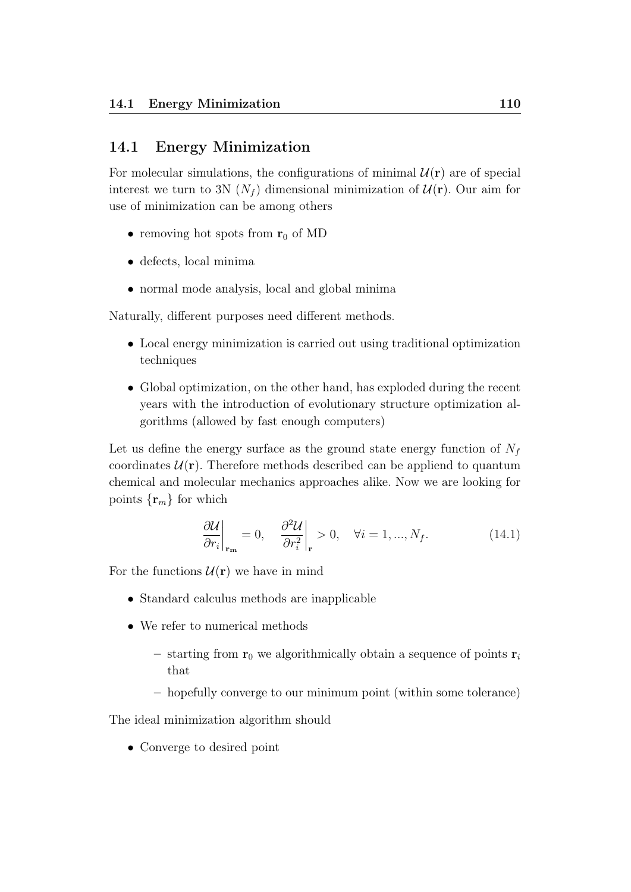## 14.1 Energy Minimization

For molecular simulations, the configurations of minimal $\mathcal{U}(\mathbf{r})$ are of special interest we turn to 3N ($N_f$) dimensional minimization of $\mathcal{U}(\mathbf{r})$. Our aim for use of minimization can be among others

- removing hot spots from $\mathbf{r}_0$ of MD
- defects, local minima
- normal mode analysis, local and global minima

Naturally, different purposes need different methods.

- Local energy minimization is carried out using traditional optimization techniques
- Global optimization, on the other hand, has exploded during the recent years with the introduction of evolutionary structure optimization algorithms (allowed by fast enough computers)

Let us define the energy surface as the ground state energy function of $N_f$ coordinates $\mathcal{U}(\mathbf{r})$. Therefore methods described can be appliend to quantum chemical and molecular mechanics approaches alike. Now we are looking for points $\{\mathbf{r}_m\}$ for which

$$\left.\frac{\partial \mathcal{U}}{\partial r_i}\right|_{\mathbf{r_m}} = 0, \quad \left.\frac{\partial^2 \mathcal{U}}{\partial r_i^2}\right|_{\mathbf{r}} > 0, \quad \forall i = 1, ..., N_f. \tag{14.1}$$

For the functions $\mathcal{U}(\mathbf{r})$ we have in mind

- Standard calculus methods are inapplicable
- We refer to numerical methods
  - starting from $\mathbf{r}_0$ we algorithmically obtain a sequence of points $\mathbf{r}_i$ that
  - hopefully converge to our minimum point (within some tolerance)

The ideal minimization algorithm should

- Converge to desired point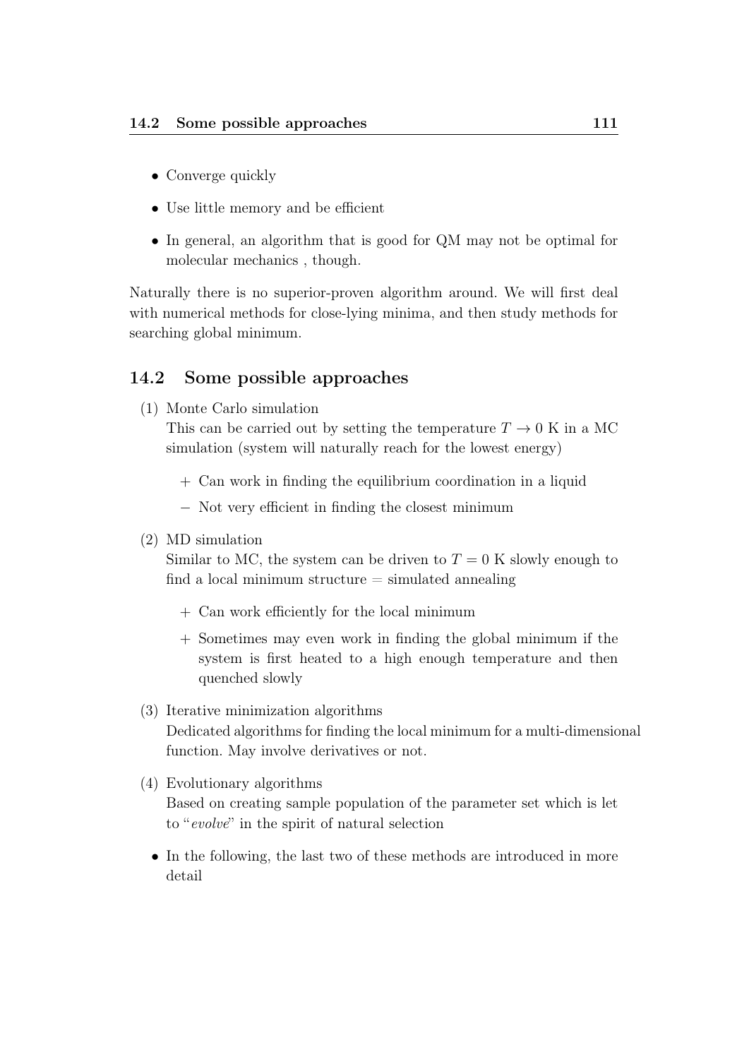- Converge quickly
- Use little memory and be efficient
- In general, an algorithm that is good for QM may not be optimal for molecular mechanics , though.

Naturally there is no superior-proven algorithm around. We will first deal with numerical methods for close-lying minima, and then study methods for searching global minimum.

## 14.2 Some possible approaches

(1) Monte Carlo simulation
This can be carried out by setting the temperature $T \to 0$ K in a MC simulation (system will naturally reach for the lowest energy)

+ Can work in finding the equilibrium coordination in a liquid
− Not very efficient in finding the closest minimum

(2) MD simulation
Similar to MC, the system can be driven to $T = 0$ K slowly enough to find a local minimum structure = simulated annealing

+ Can work efficiently for the local minimum
+ Sometimes may even work in finding the global minimum if the system is first heated to a high enough temperature and then quenched slowly

(3) Iterative minimization algorithms
Dedicated algorithms for finding the local minimum for a multi-dimensional function. May involve derivatives or not.

(4) Evolutionary algorithms
Based on creating sample population of the parameter set which is let to "*evolve*" in the spirit of natural selection

- In the following, the last two of these methods are introduced in more detail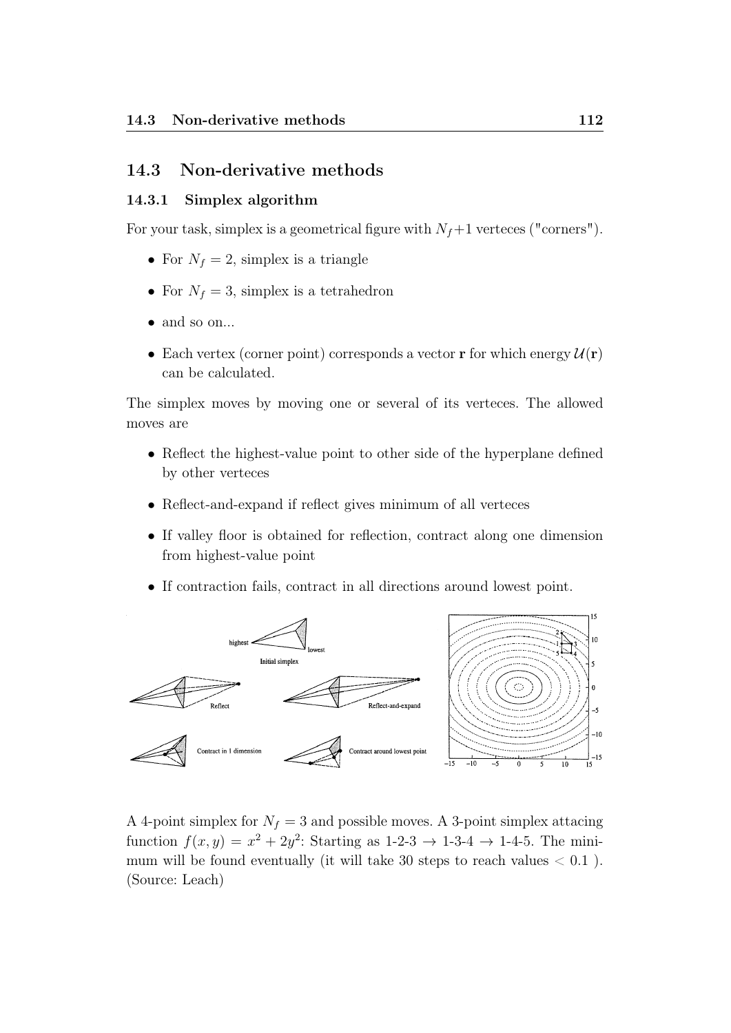## 14.3 Non-derivative methods

### 14.3.1 Simplex algorithm

For your task, simplex is a geometrical figure with $N_f+1$ verteces ("corners").

- For $N_f = 2$, simplex is a triangle
- For $N_f = 3$, simplex is a tetrahedron
- and so on...
- Each vertex (corner point) corresponds a vector $\mathbf{r}$ for which energy $\mathcal{U}(\mathbf{r})$ can be calculated.

The simplex moves by moving one or several of its verteces. The allowed moves are

- Reflect the highest-value point to other side of the hyperplane defined by other verteces
- Reflect-and-expand if reflect gives minimum of all verteces
- If valley floor is obtained for reflection, contract along one dimension from highest-value point
- If contraction fails, contract in all directions around lowest point.

A 4-point simplex for $N_f = 3$ and possible moves. A 3-point simplex attacing function $f(x, y) = x^2 + 2y^2$: Starting as 1-2-3 → 1-3-4 → 1-4-5. The minimum will be found eventually (it will take 30 steps to reach values $< 0.1$ ). (Source: Leach)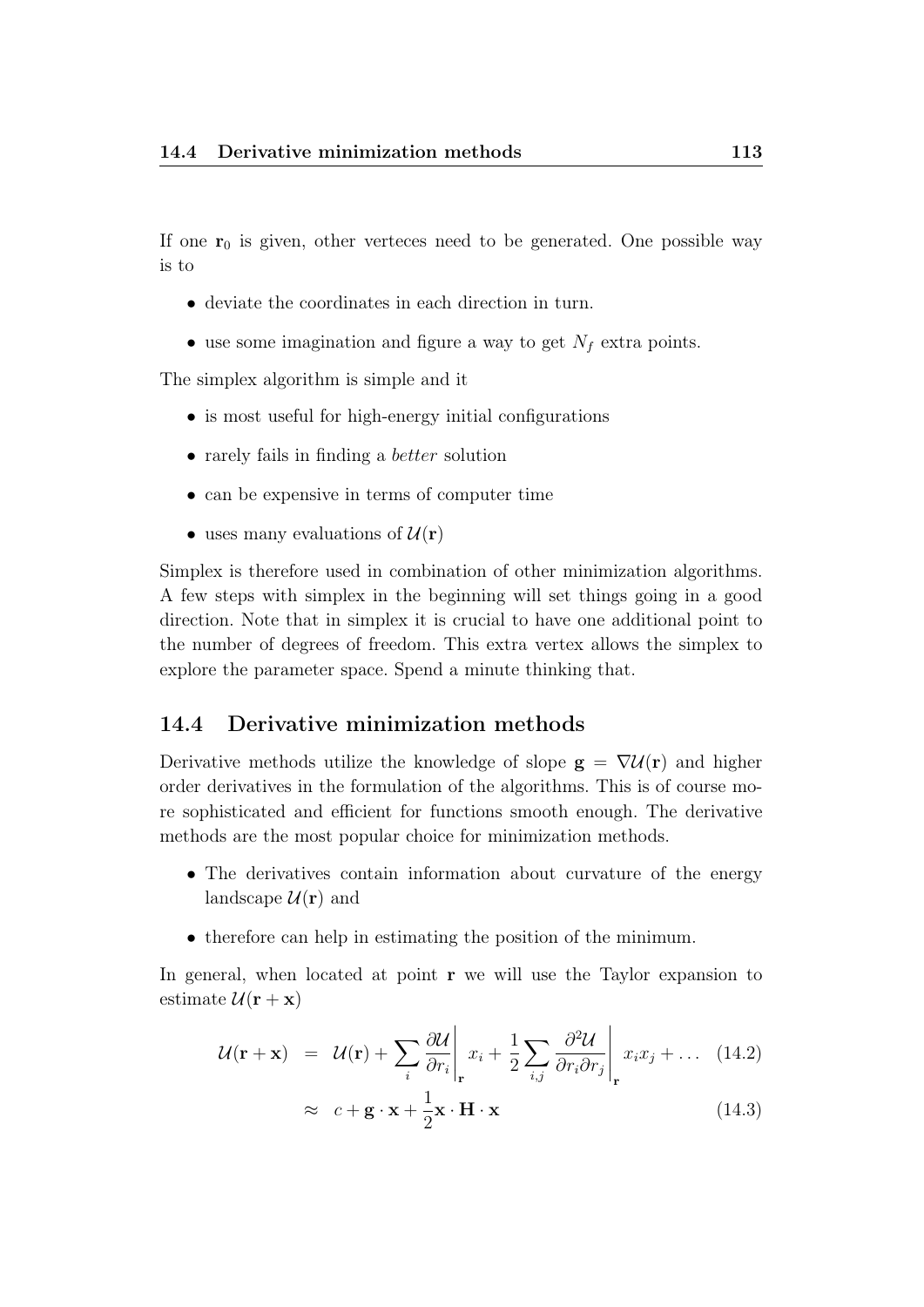If one $\mathbf{r}_0$ is given, other verteces need to be generated. One possible way is to

- deviate the coordinates in each direction in turn.
- use some imagination and figure a way to get $N_f$ extra points.

The simplex algorithm is simple and it

- is most useful for high-energy initial configurations
- rarely fails in finding a *better* solution
- can be expensive in terms of computer time
- uses many evaluations of $\mathcal{U}(\mathbf{r})$

Simplex is therefore used in combination of other minimization algorithms. A few steps with simplex in the beginning will set things going in a good direction. Note that in simplex it is crucial to have one additional point to the number of degrees of freedom. This extra vertex allows the simplex to explore the parameter space. Spend a minute thinking that.

## 14.4 Derivative minimization methods

Derivative methods utilize the knowledge of slope $\mathbf{g} = \nabla\mathcal{U}(\mathbf{r})$ and higher order derivatives in the formulation of the algorithms. This is of course more sophisticated and efficient for functions smooth enough. The derivative methods are the most popular choice for minimization methods.

- The derivatives contain information about curvature of the energy landscape $\mathcal{U}(\mathbf{r})$ and
- therefore can help in estimating the position of the minimum.

In general, when located at point $\mathbf{r}$ we will use the Taylor expansion to estimate $\mathcal{U}(\mathbf{r}+\mathbf{x})$

$$
\begin{aligned}
\mathcal{U}(\mathbf{r}+\mathbf{x}) &= \mathcal{U}(\mathbf{r}) + \sum_i \left.\frac{\partial \mathcal{U}}{\partial r_i}\right|_{\mathbf{r}} x_i + \frac{1}{2}\sum_{i,j} \left.\frac{\partial^2 \mathcal{U}}{\partial r_i \partial r_j}\right|_{\mathbf{r}} x_i x_j + \dots \quad (14.2) \\
&\approx c + \mathbf{g}\cdot\mathbf{x} + \frac{1}{2}\mathbf{x}\cdot\mathbf{H}\cdot\mathbf{x} \quad (14.3)
\end{aligned}
$$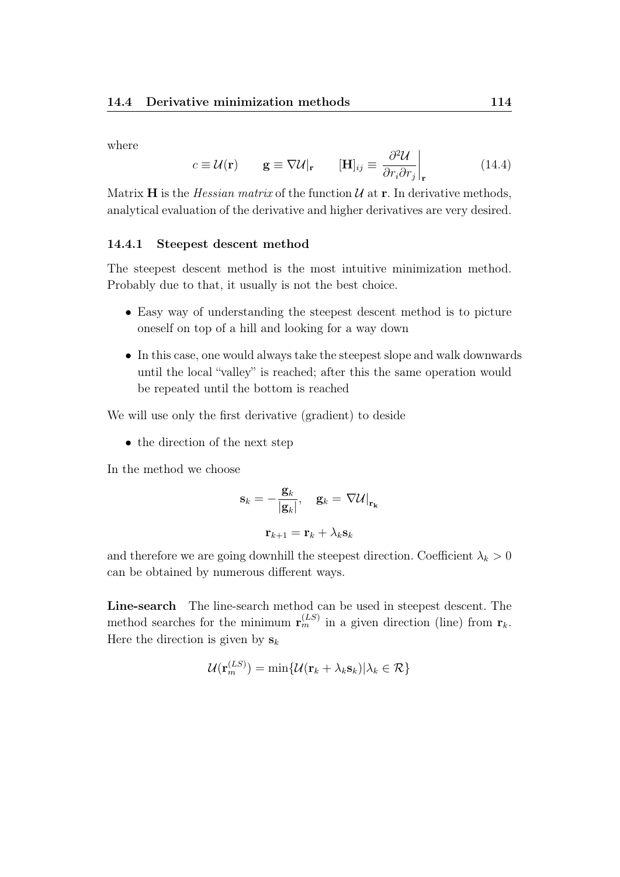where

$$c \equiv \mathcal{U}(\mathbf{r}) \qquad \mathbf{g} \equiv \nabla \mathcal{U}|_{\mathbf{r}} \qquad [\mathbf{H}]_{ij} \equiv \left.\frac{\partial^2 \mathcal{U}}{\partial r_i \partial r_j}\right|_{\mathbf{r}} \tag{14.4}$$

Matrix $\mathbf{H}$ is the *Hessian matrix* of the function $\mathcal{U}$ at $\mathbf{r}$. In derivative methods, analytical evaluation of the derivative and higher derivatives are very desired.

### 14.4.1 Steepest descent method

The steepest descent method is the most intuitive minimization method. Probably due to that, it usually is not the best choice.

- Easy way of understanding the steepest descent method is to picture oneself on top of a hill and looking for a way down
- In this case, one would always take the steepest slope and walk downwards until the local "valley" is reached; after this the same operation would be repeated until the bottom is reached

We will use only the first derivative (gradient) to deside

- the direction of the next step

In the method we choose

$$\mathbf{s}_k = -\frac{\mathbf{g}_k}{|\mathbf{g}_k|}, \quad \mathbf{g}_k = \nabla \mathcal{U}|_{\mathbf{r_k}}$$

$$\mathbf{r}_{k+1} = \mathbf{r}_k + \lambda_k \mathbf{s}_k$$

and therefore we are going downhill the steepest direction. Coefficient $\lambda_k > 0$ can be obtained by numerous different ways.

**Line-search** The line-search method can be used in steepest descent. The method searches for the minimum $\mathbf{r}_m^{(LS)}$ in a given direction (line) from $\mathbf{r}_k$. Here the direction is given by $\mathbf{s}_k$

$$\mathcal{U}(\mathbf{r}_m^{(LS)}) = \min\{\mathcal{U}(\mathbf{r}_k + \lambda_k \mathbf{s}_k) | \lambda_k \in \mathcal{R}\}$$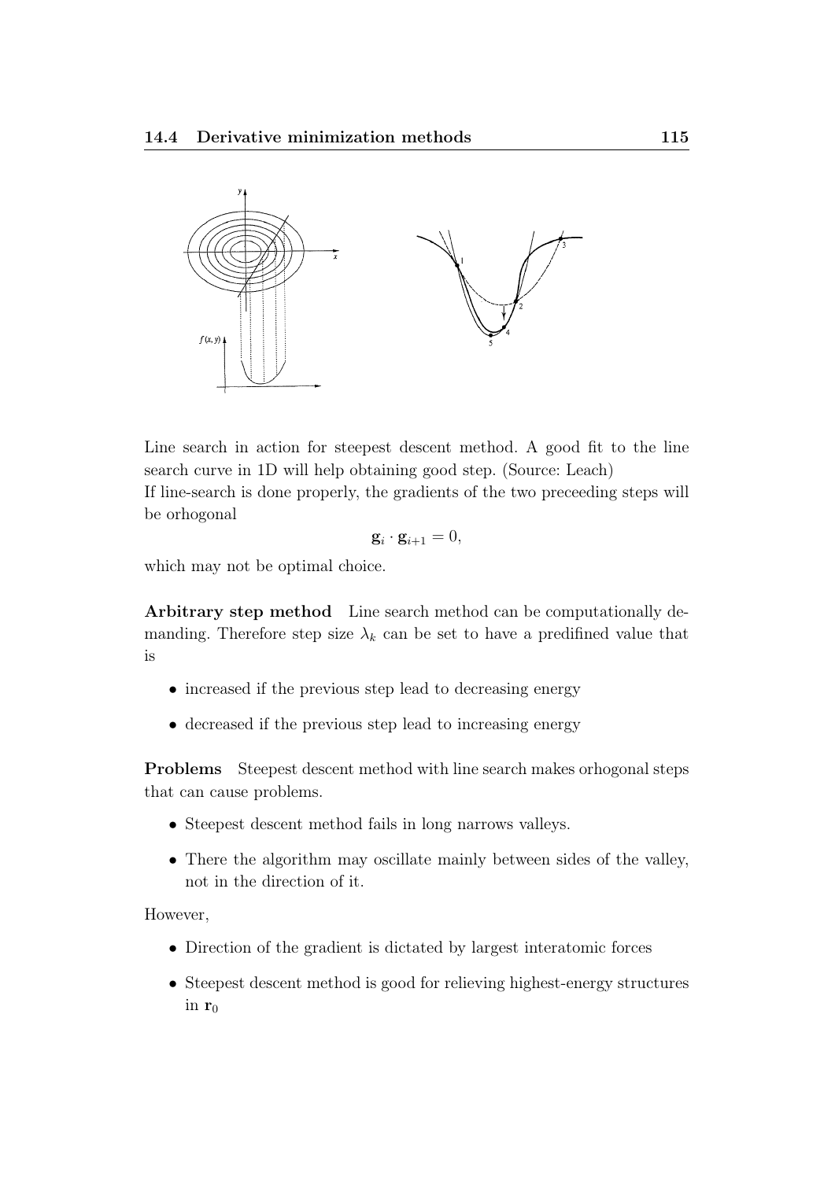Line search in action for steepest descent method. A good fit to the line search curve in 1D will help obtaining good step. (Source: Leach)
If line-search is done properly, the gradients of the two preceeding steps will be orhogonal

$$\mathbf{g}_i \cdot \mathbf{g}_{i+1} = 0,$$

which may not be optimal choice.

**Arbitrary step method** Line search method can be computationally demanding. Therefore step size $\lambda_k$ can be set to have a predifined value that is

- increased if the previous step lead to decreasing energy
- decreased if the previous step lead to increasing energy

**Problems** Steepest descent method with line search makes orhogonal steps that can cause problems.

- Steepest descent method fails in long narrows valleys.
- There the algorithm may oscillate mainly between sides of the valley, not in the direction of it.

However,

- Direction of the gradient is dictated by largest interatomic forces
- Steepest descent method is good for relieving highest-energy structures in $\mathbf{r}_0$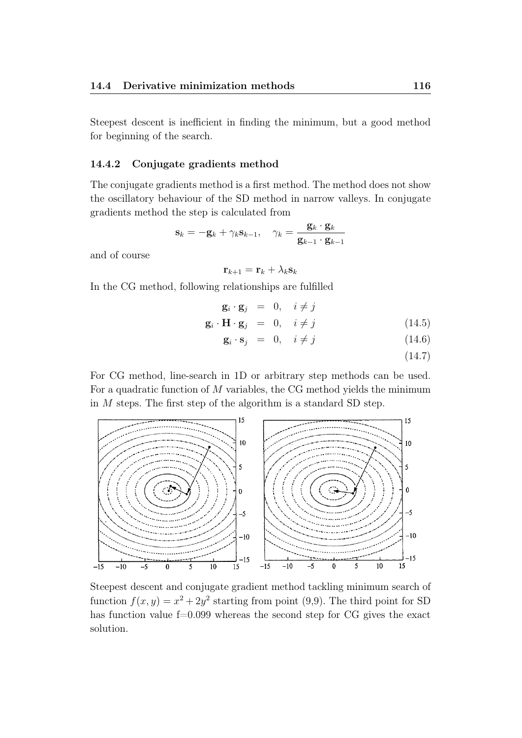Steepest descent is inefficient in finding the minimum, but a good method for beginning of the search.

### 14.4.2 Conjugate gradients method

The conjugate gradients method is a first method. The method does not show the oscillatory behaviour of the SD method in narrow valleys. In conjugate gradients method the step is calculated from

$$\mathbf{s}_k = -\mathbf{g}_k + \gamma_k \mathbf{s}_{k-1}, \quad \gamma_k = \frac{\mathbf{g}_k \cdot \mathbf{g}_k}{\mathbf{g}_{k-1} \cdot \mathbf{g}_{k-1}}$$

and of course

$$\mathbf{r}_{k+1} = \mathbf{r}_k + \lambda_k \mathbf{s}_k$$

In the CG method, following relationships are fulfilled

$$\mathbf{g}_i \cdot \mathbf{g}_j = 0, \quad i \neq j$$

$$\mathbf{g}_i \cdot \mathbf{H} \cdot \mathbf{g}_j = 0, \quad i \neq j \tag{14.5}$$

$$\mathbf{g}_i \cdot \mathbf{s}_j = 0, \quad i \neq j \tag{14.6}$$

$$\tag{14.7}$$

For CG method, line-search in 1D or arbitrary step methods can be used. For a quadratic function of $M$ variables, the CG method yields the minimum in $M$ steps. The first step of the algorithm is a standard SD step.

Steepest descent and conjugate gradient method tackling minimum search of function $f(x, y) = x^2 + 2y^2$ starting from point (9,9). The third point for SD has function value f=0.099 whereas the second step for CG gives the exact solution.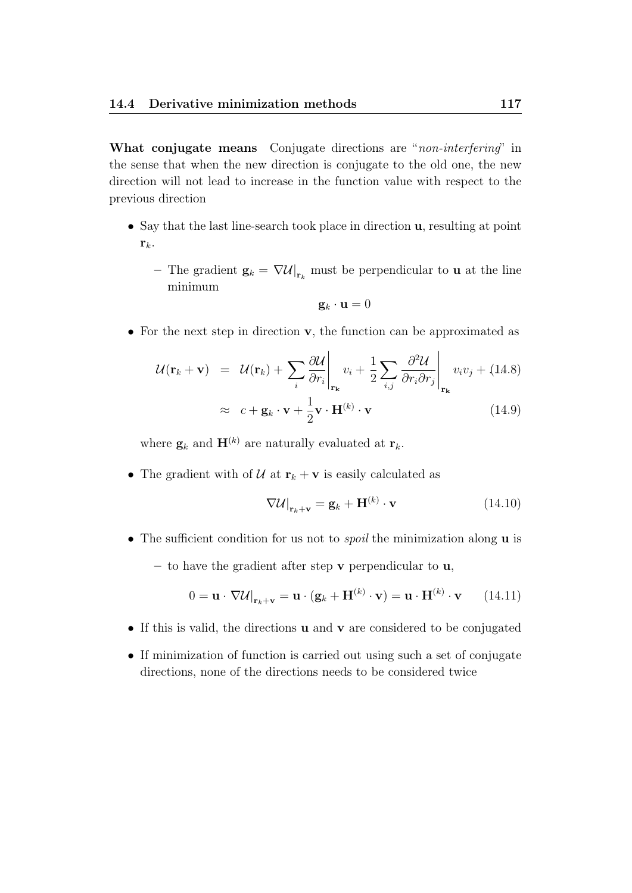**What conjugate means** Conjugate directions are "*non-interfering*" in the sense that when the new direction is conjugate to the old one, the new direction will not lead to increase in the function value with respect to the previous direction

- Say that the last line-search took place in direction $\mathbf{u}$, resulting at point $\mathbf{r}_k$.
  - The gradient $\mathbf{g}_k = \nabla\mathcal{U}|_{\mathbf{r}_k}$ must be perpendicular to $\mathbf{u}$ at the line minimum

    $$\mathbf{g}_k \cdot \mathbf{u} = 0$$

- For the next step in direction $\mathbf{v}$, the function can be approximated as

$$\mathcal{U}(\mathbf{r}_k + \mathbf{v}) = \mathcal{U}(\mathbf{r}_k) + \sum_i \left.\frac{\partial \mathcal{U}}{\partial r_i}\right|_{\mathbf{r_k}} v_i + \frac{1}{2}\sum_{i,j} \left.\frac{\partial^2 \mathcal{U}}{\partial r_i \partial r_j}\right|_{\mathbf{r_k}} v_i v_j + \ldots \tag{14.8}$$

$$\approx c + \mathbf{g}_k \cdot \mathbf{v} + \frac{1}{2}\mathbf{v} \cdot \mathbf{H}^{(k)} \cdot \mathbf{v} \tag{14.9}$$

  where $\mathbf{g}_k$ and $\mathbf{H}^{(k)}$ are naturally evaluated at $\mathbf{r}_k$.

- The gradient with of $\mathcal{U}$ at $\mathbf{r}_k + \mathbf{v}$ is easily calculated as

$$\nabla\mathcal{U}|_{\mathbf{r}_k+\mathbf{v}} = \mathbf{g}_k + \mathbf{H}^{(k)} \cdot \mathbf{v} \tag{14.10}$$

- The sufficient condition for us not to *spoil* the minimization along $\mathbf{u}$ is
  - to have the gradient after step $\mathbf{v}$ perpendicular to $\mathbf{u}$,

$$0 = \mathbf{u} \cdot \nabla\mathcal{U}|_{\mathbf{r}_k+\mathbf{v}} = \mathbf{u} \cdot (\mathbf{g}_k + \mathbf{H}^{(k)} \cdot \mathbf{v}) = \mathbf{u} \cdot \mathbf{H}^{(k)} \cdot \mathbf{v} \tag{14.11}$$

- If this is valid, the directions $\mathbf{u}$ and $\mathbf{v}$ are considered to be conjugated
- If minimization of function is carried out using such a set of conjugate directions, none of the directions needs to be considered twice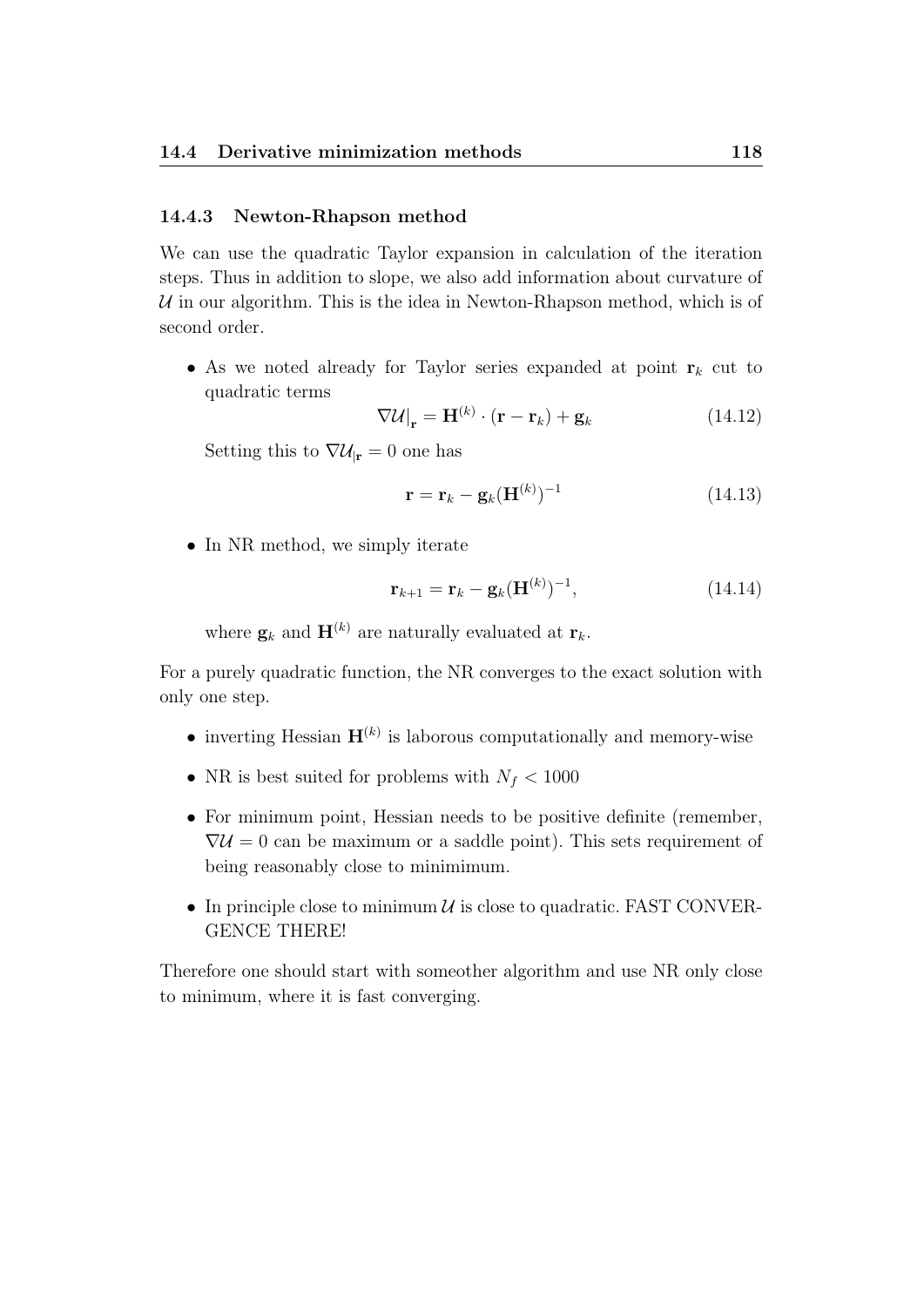### 14.4.3 Newton-Rhapson method

We can use the quadratic Taylor expansion in calculation of the iteration steps. Thus in addition to slope, we also add information about curvature of $\mathcal{U}$ in our algorithm. This is the idea in Newton-Rhapson method, which is of second order.

- As we noted already for Taylor series expanded at point $\mathbf{r}_k$ cut to quadratic terms

$$\nabla\mathcal{U}\big|_{\mathbf{r}} = \mathbf{H}^{(k)} \cdot (\mathbf{r} - \mathbf{r}_k) + \mathbf{g}_k \tag{14.12}$$

  Setting this to $\nabla\mathcal{U}_{|\mathbf{r}} = 0$ one has

$$\mathbf{r} = \mathbf{r}_k - \mathbf{g}_k(\mathbf{H}^{(k)})^{-1} \tag{14.13}$$

- In NR method, we simply iterate

$$\mathbf{r}_{k+1} = \mathbf{r}_k - \mathbf{g}_k(\mathbf{H}^{(k)})^{-1}, \tag{14.14}$$

  where $\mathbf{g}_k$ and $\mathbf{H}^{(k)}$ are naturally evaluated at $\mathbf{r}_k$.

For a purely quadratic function, the NR converges to the exact solution with only one step.

- inverting Hessian $\mathbf{H}^{(k)}$ is laborous computationally and memory-wise
- NR is best suited for problems with $N_f < 1000$
- For minimum point, Hessian needs to be positive definite (remember, $\nabla\mathcal{U} = 0$ can be maximum or a saddle point). This sets requirement of being reasonably close to minimimum.
- In principle close to minimum $\mathcal{U}$ is close to quadratic. FAST CONVERGENCE THERE!

Therefore one should start with someother algorithm and use NR only close to minimum, where it is fast converging.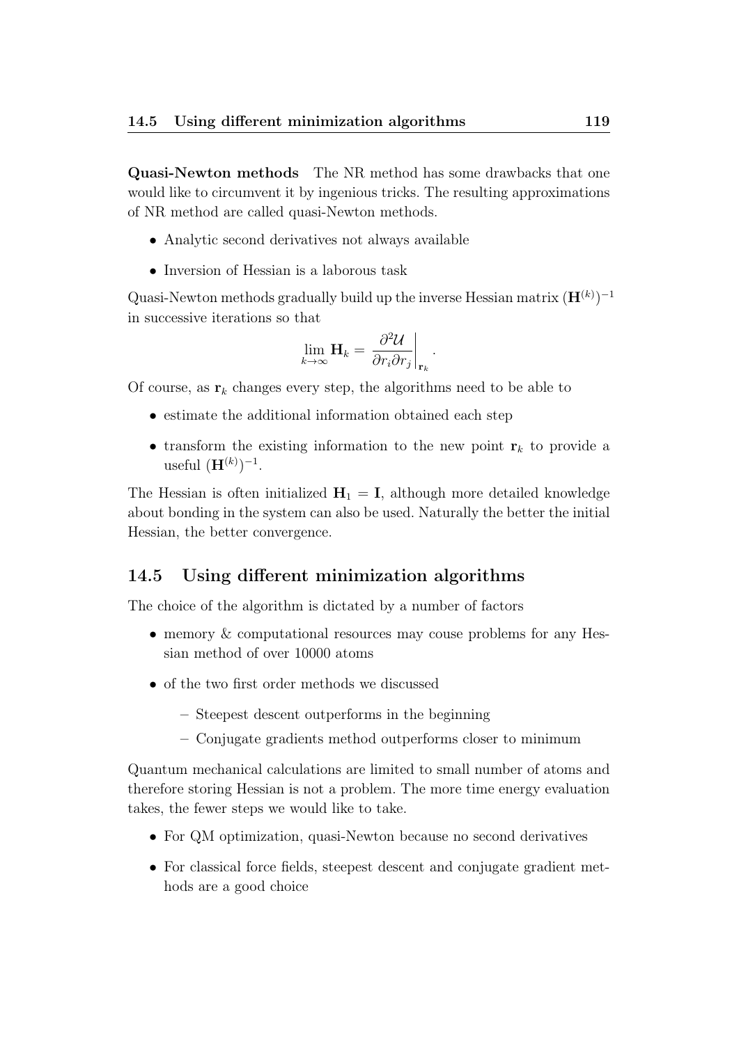**Quasi-Newton methods** The NR method has some drawbacks that one would like to circumvent it by ingenious tricks. The resulting approximations of NR method are called quasi-Newton methods.

- Analytic second derivatives not always available
- Inversion of Hessian is a laborous task

Quasi-Newton methods gradually build up the inverse Hessian matrix $(\mathbf{H}^{(k)})^{-1}$ in successive iterations so that

$$\lim_{k\to\infty} \mathbf{H}_k = \left.\frac{\partial^2 \mathcal{U}}{\partial r_i \partial r_j}\right|_{\mathbf{r}_k}.$$

Of course, as $\mathbf{r}_k$ changes every step, the algorithms need to be able to

- estimate the additional information obtained each step
- transform the existing information to the new point $\mathbf{r}_k$ to provide a useful $(\mathbf{H}^{(k)})^{-1}$.

The Hessian is often initialized $\mathbf{H}_1 = \mathbf{I}$, although more detailed knowledge about bonding in the system can also be used. Naturally the better the initial Hessian, the better convergence.

## 14.5 Using different minimization algorithms

The choice of the algorithm is dictated by a number of factors

- memory & computational resources may couse problems for any Hessian method of over 10000 atoms
- of the two first order methods we discussed
  - Steepest descent outperforms in the beginning
  - Conjugate gradients method outperforms closer to minimum

Quantum mechanical calculations are limited to small number of atoms and therefore storing Hessian is not a problem. The more time energy evaluation takes, the fewer steps we would like to take.

- For QM optimization, quasi-Newton because no second derivatives
- For classical force fields, steepest descent and conjugate gradient methods are a good choice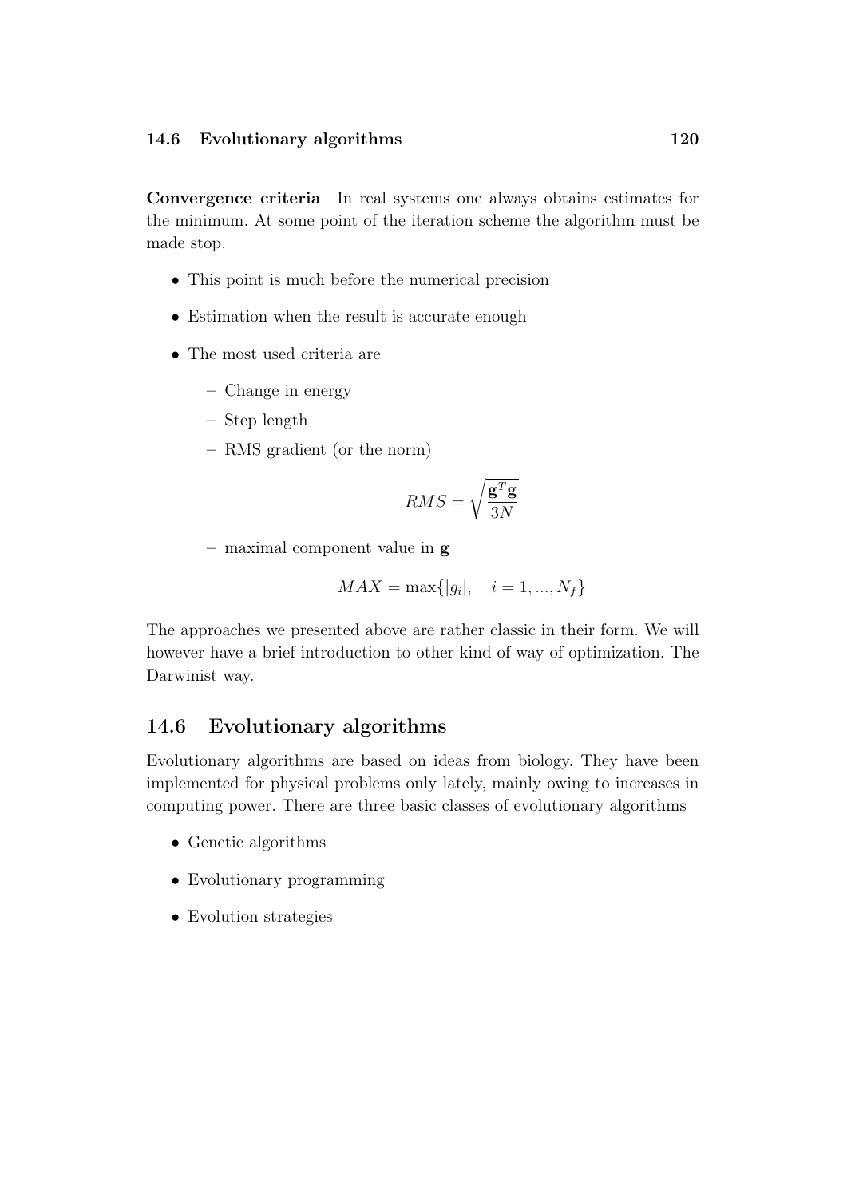**Convergence criteria** In real systems one always obtains estimates for the minimum. At some point of the iteration scheme the algorithm must be made stop.

- This point is much before the numerical precision
- Estimation when the result is accurate enough
- The most used criteria are
  - Change in energy
  - Step length
  - RMS gradient (or the norm)

$$RMS = \sqrt{\frac{\mathbf{g}^T \mathbf{g}}{3N}}$$

  - maximal component value in $\mathbf{g}$

$$MAX = \max\{|g_i|, \quad i = 1, ..., N_f\}$$

The approaches we presented above are rather classic in their form. We will however have a brief introduction to other kind of way of optimization. The Darwinist way.

## 14.6 Evolutionary algorithms

Evolutionary algorithms are based on ideas from biology. They have been implemented for physical problems only lately, mainly owing to increases in computing power. There are three basic classes of evolutionary algorithms

- Genetic algorithms
- Evolutionary programming
- Evolution strategies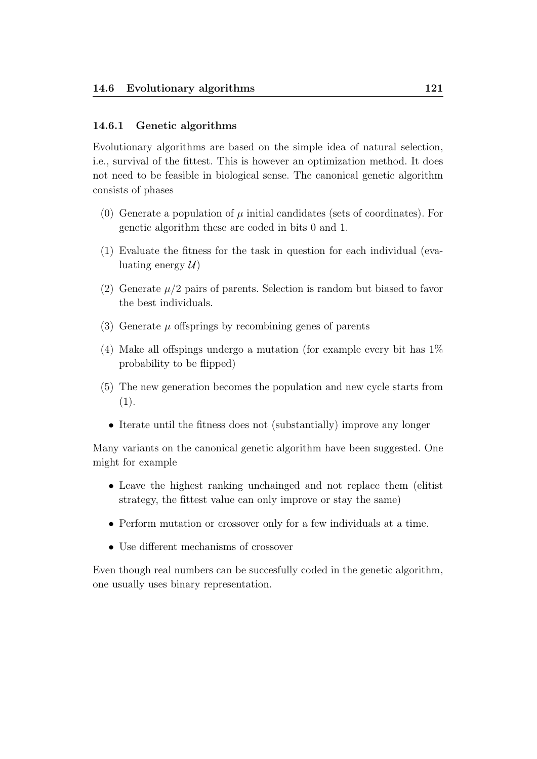### 14.6.1 Genetic algorithms

Evolutionary algorithms are based on the simple idea of natural selection, i.e., survival of the fittest. This is however an optimization method. It does not need to be feasible in biological sense. The canonical genetic algorithm consists of phases

(0) Generate a population of $\mu$ initial candidates (sets of coordinates). For genetic algorithm these are coded in bits 0 and 1.

(1) Evaluate the fitness for the task in question for each individual (evaluating energy $\mathcal{U}$)

(2) Generate $\mu/2$ pairs of parents. Selection is random but biased to favor the best individuals.

(3) Generate $\mu$ offsprings by recombining genes of parents

(4) Make all offspings undergo a mutation (for example every bit has 1% probability to be flipped)

(5) The new generation becomes the population and new cycle starts from (1).

- Iterate until the fitness does not (substantially) improve any longer

Many variants on the canonical genetic algorithm have been suggested. One might for example

- Leave the highest ranking unchainged and not replace them (elitist strategy, the fittest value can only improve or stay the same)
- Perform mutation or crossover only for a few individuals at a time.
- Use different mechanisms of crossover

Even though real numbers can be succesfully coded in the genetic algorithm, one usually uses binary representation.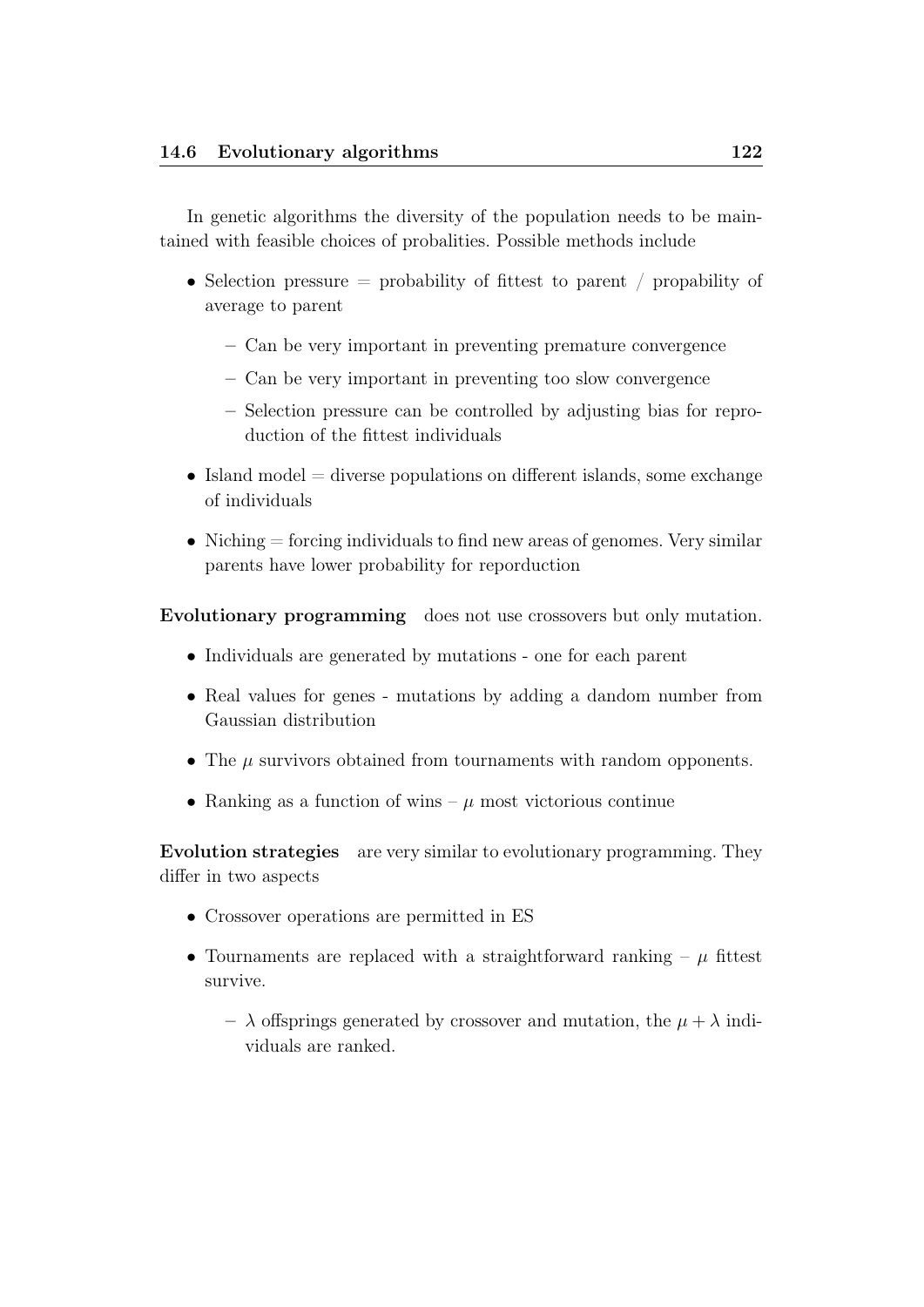In genetic algorithms the diversity of the population needs to be maintained with feasible choices of probalities. Possible methods include

- Selection pressure = probability of fittest to parent / propability of average to parent
  - Can be very important in preventing premature convergence
  - Can be very important in preventing too slow convergence
  - Selection pressure can be controlled by adjusting bias for reproduction of the fittest individuals
- Island model = diverse populations on different islands, some exchange of individuals
- Niching = forcing individuals to find new areas of genomes. Very similar parents have lower probability for reporduction

**Evolutionary programming** does not use crossovers but only mutation.

- Individuals are generated by mutations - one for each parent
- Real values for genes - mutations by adding a dandom number from Gaussian distribution
- The $\mu$ survivors obtained from tournaments with random opponents.
- Ranking as a function of wins – $\mu$ most victorious continue

**Evolution strategies** are very similar to evolutionary programming. They differ in two aspects

- Crossover operations are permitted in ES
- Tournaments are replaced with a straightforward ranking – $\mu$ fittest survive.
  - $\lambda$ offsprings generated by crossover and mutation, the $\mu + \lambda$ individuals are ranked.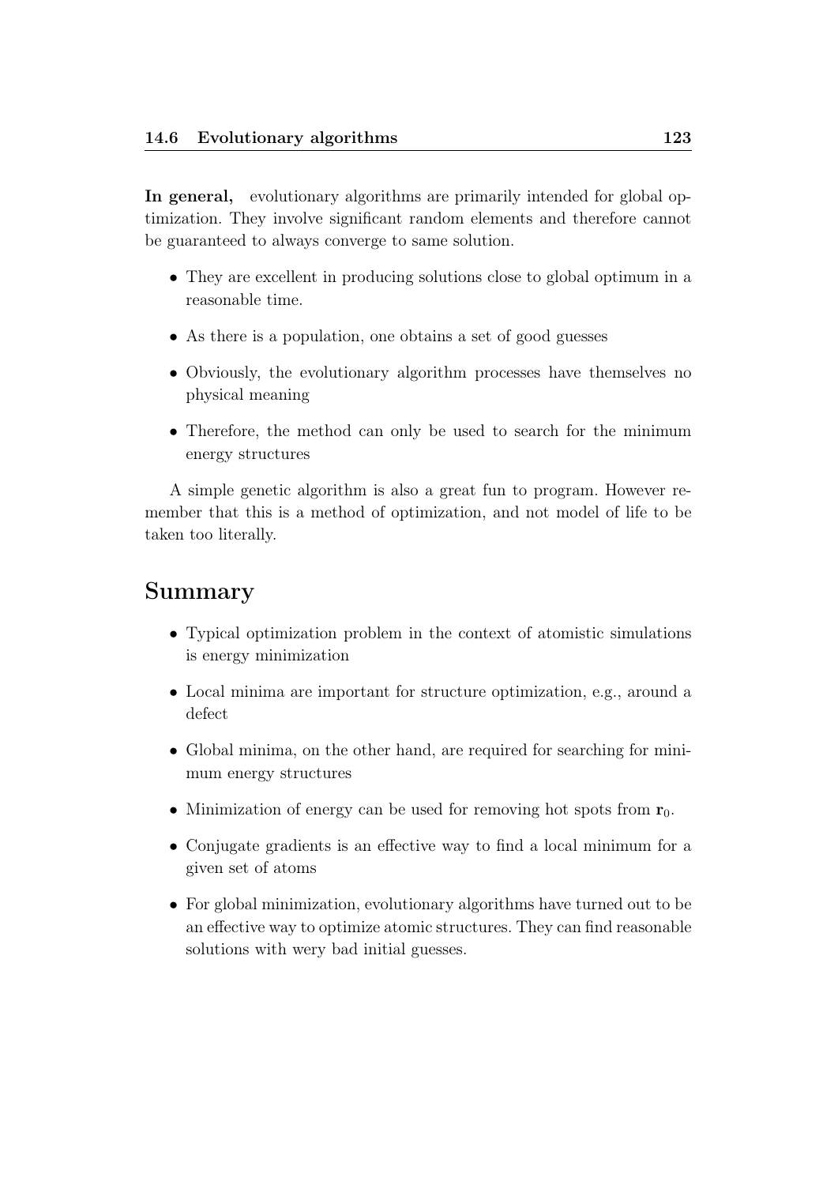**In general,** evolutionary algorithms are primarily intended for global optimization. They involve significant random elements and therefore cannot be guaranteed to always converge to same solution.

- They are excellent in producing solutions close to global optimum in a reasonable time.
- As there is a population, one obtains a set of good guesses
- Obviously, the evolutionary algorithm processes have themselves no physical meaning
- Therefore, the method can only be used to search for the minimum energy structures

A simple genetic algorithm is also a great fun to program. However remember that this is a method of optimization, and not model of life to be taken too literally.

## Summary

- Typical optimization problem in the context of atomistic simulations is energy minimization
- Local minima are important for structure optimization, e.g., around a defect
- Global minima, on the other hand, are required for searching for minimum energy structures
- Minimization of energy can be used for removing hot spots from $\mathbf{r}_0$.
- Conjugate gradients is an effective way to find a local minimum for a given set of atoms
- For global minimization, evolutionary algorithms have turned out to be an effective way to optimize atomic structures. They can find reasonable solutions with wery bad initial guesses.